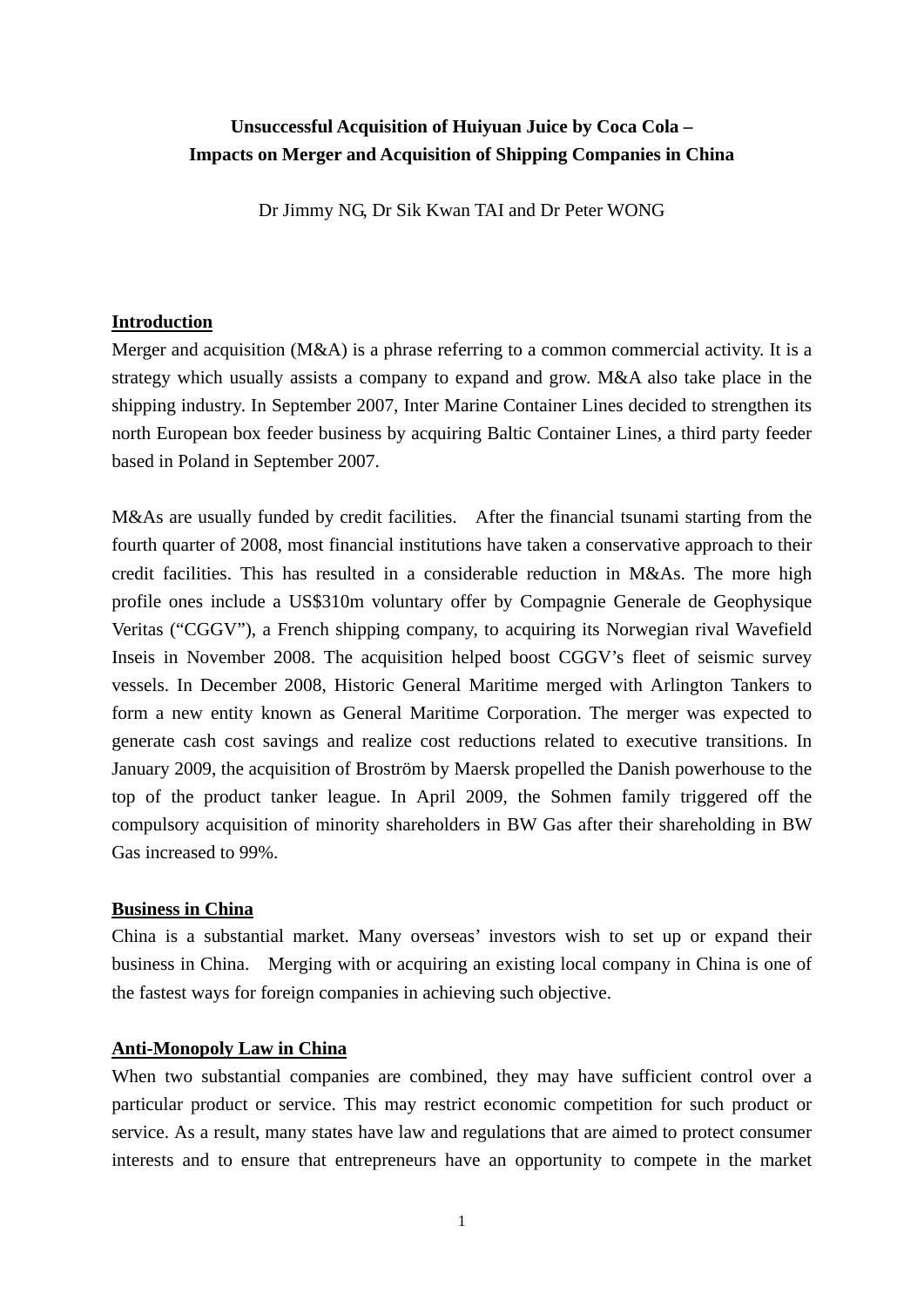# Unsuccessful Acquisition of Huiyuan Juice by Coca Cola – Impacts on Merger and Acquisition of Shipping Companies in China

Dr Jimmy NG, Dr Sik Kwan TAI and Dr Peter WONG

## Introduction

Merger and acquisition (M&A) is a phrase referring to a common commercial activity. It is a strategy which usually assists a company to expand and grow. M&A also take place in the shipping industry. In September 2007, Inter Marine Container Lines decided to strengthen its north European box feeder business by acquiring Baltic Container Lines, a third party feeder based in Poland in September 2007.

M&As are usually funded by credit facilities. After the financial tsunami starting from the fourth quarter of 2008, most financial institutions have taken a conservative approach to their credit facilities. This has resulted in a considerable reduction in M&As. The more high profile ones include a US$310m voluntary offer by Compagnie Generale de Geophysique Veritas ("CGGV"), a French shipping company, to acquiring its Norwegian rival Wavefield Inseis in November 2008. The acquisition helped boost CGGV's fleet of seismic survey vessels. In December 2008, Historic General Maritime merged with Arlington Tankers to form a new entity known as General Maritime Corporation. The merger was expected to generate cash cost savings and realize cost reductions related to executive transitions. In January 2009, the acquisition of Broström by Maersk propelled the Danish powerhouse to the top of the product tanker league. In April 2009, the Sohmen family triggered off the compulsory acquisition of minority shareholders in BW Gas after their shareholding in BW Gas increased to 99%.

## Business in China

China is a substantial market. Many overseas' investors wish to set up or expand their business in China. Merging with or acquiring an existing local company in China is one of the fastest ways for foreign companies in achieving such objective.

## Anti-Monopoly Law in China

When two substantial companies are combined, they may have sufficient control over a particular product or service. This may restrict economic competition for such product or service. As a result, many states have law and regulations that are aimed to protect consumer interests and to ensure that entrepreneurs have an opportunity to compete in the market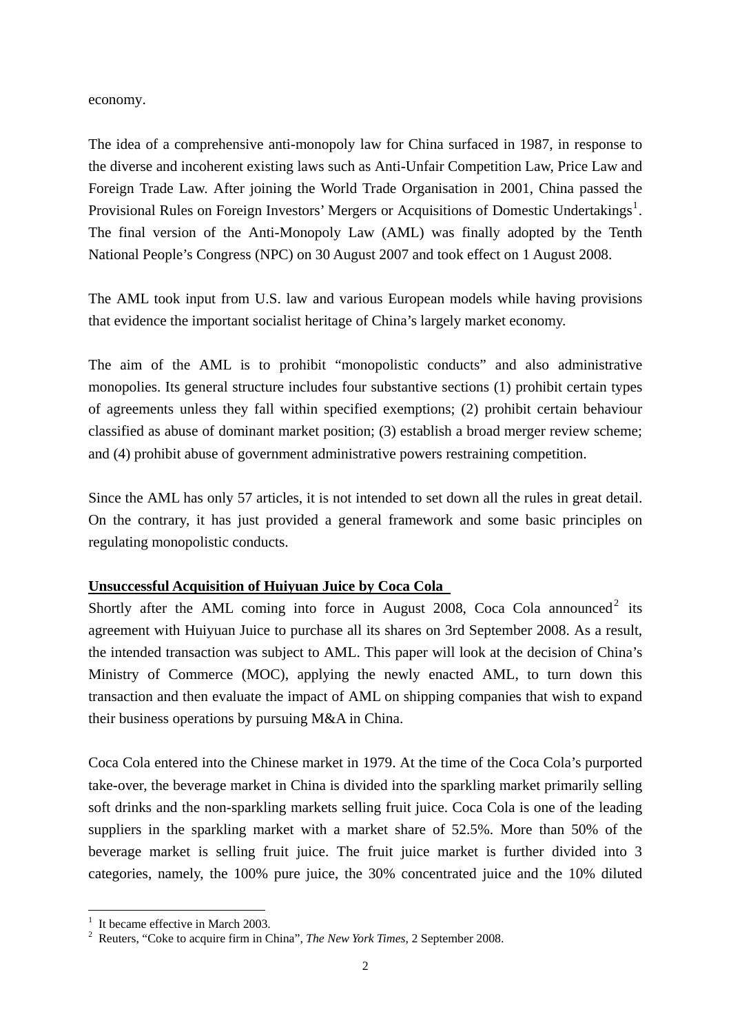economy.

The idea of a comprehensive anti-monopoly law for China surfaced in 1987, in response to the diverse and incoherent existing laws such as Anti-Unfair Competition Law, Price Law and Foreign Trade Law. After joining the World Trade Organisation in 2001, China passed the Provisional Rules on Foreign Investors' Mergers or Acquisitions of Domestic Undertakings[1]. The final version of the Anti-Monopoly Law (AML) was finally adopted by the Tenth National People's Congress (NPC) on 30 August 2007 and took effect on 1 August 2008.

The AML took input from U.S. law and various European models while having provisions that evidence the important socialist heritage of China's largely market economy.

The aim of the AML is to prohibit "monopolistic conducts" and also administrative monopolies. Its general structure includes four substantive sections (1) prohibit certain types of agreements unless they fall within specified exemptions; (2) prohibit certain behaviour classified as abuse of dominant market position; (3) establish a broad merger review scheme; and (4) prohibit abuse of government administrative powers restraining competition.

Since the AML has only 57 articles, it is not intended to set down all the rules in great detail. On the contrary, it has just provided a general framework and some basic principles on regulating monopolistic conducts.

**Unsuccessful Acquisition of Huiyuan Juice by Coca Cola**

Shortly after the AML coming into force in August 2008, Coca Cola announced[2] its agreement with Huiyuan Juice to purchase all its shares on 3rd September 2008. As a result, the intended transaction was subject to AML. This paper will look at the decision of China's Ministry of Commerce (MOC), applying the newly enacted AML, to turn down this transaction and then evaluate the impact of AML on shipping companies that wish to expand their business operations by pursuing M&A in China.

Coca Cola entered into the Chinese market in 1979. At the time of the Coca Cola's purported take-over, the beverage market in China is divided into the sparkling market primarily selling soft drinks and the non-sparkling markets selling fruit juice. Coca Cola is one of the leading suppliers in the sparkling market with a market share of 52.5%. More than 50% of the beverage market is selling fruit juice. The fruit juice market is further divided into 3 categories, namely, the 100% pure juice, the 30% concentrated juice and the 10% diluted

---

[1] It became effective in March 2003.

[2] Reuters, "Coke to acquire firm in China", *The New York Times*, 2 September 2008.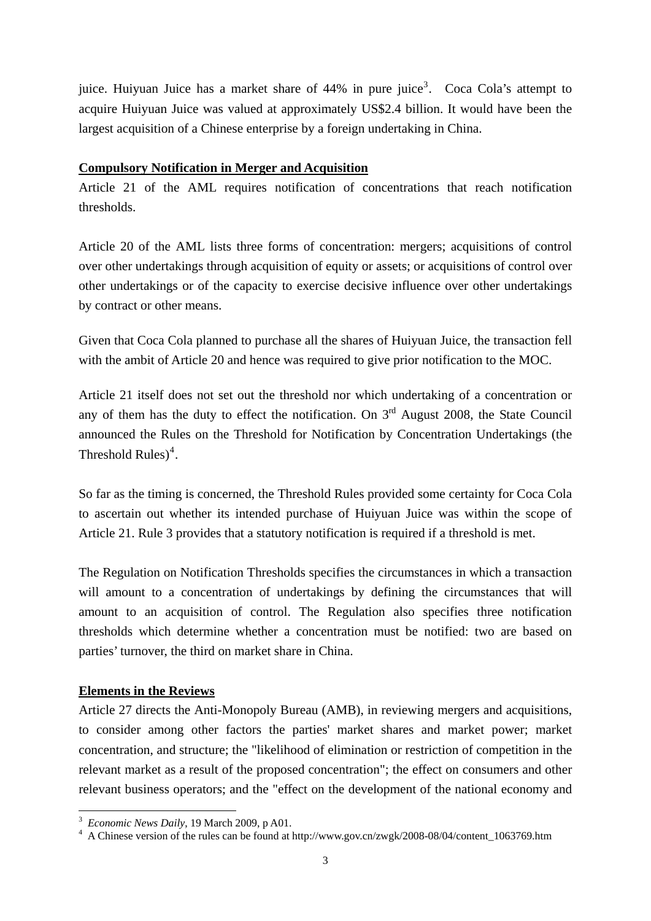juice. Huiyuan Juice has a market share of 44% in pure juice[3]. Coca Cola's attempt to acquire Huiyuan Juice was valued at approximately US$2.4 billion. It would have been the largest acquisition of a Chinese enterprise by a foreign undertaking in China.

**Compulsory Notification in Merger and Acquisition**

Article 21 of the AML requires notification of concentrations that reach notification thresholds.

Article 20 of the AML lists three forms of concentration: mergers; acquisitions of control over other undertakings through acquisition of equity or assets; or acquisitions of control over other undertakings or of the capacity to exercise decisive influence over other undertakings by contract or other means.

Given that Coca Cola planned to purchase all the shares of Huiyuan Juice, the transaction fell with the ambit of Article 20 and hence was required to give prior notification to the MOC.

Article 21 itself does not set out the threshold nor which undertaking of a concentration or any of them has the duty to effect the notification. On 3rd August 2008, the State Council announced the Rules on the Threshold for Notification by Concentration Undertakings (the Threshold Rules)[4].

So far as the timing is concerned, the Threshold Rules provided some certainty for Coca Cola to ascertain out whether its intended purchase of Huiyuan Juice was within the scope of Article 21. Rule 3 provides that a statutory notification is required if a threshold is met.

The Regulation on Notification Thresholds specifies the circumstances in which a transaction will amount to a concentration of undertakings by defining the circumstances that will amount to an acquisition of control. The Regulation also specifies three notification thresholds which determine whether a concentration must be notified: two are based on parties' turnover, the third on market share in China.

**Elements in the Reviews**

Article 27 directs the Anti-Monopoly Bureau (AMB), in reviewing mergers and acquisitions, to consider among other factors the parties' market shares and market power; market concentration, and structure; the "likelihood of elimination or restriction of competition in the relevant market as a result of the proposed concentration"; the effect on consumers and other relevant business operators; and the "effect on the development of the national economy and

---

[3] *Economic News Daily*, 19 March 2009, p A01.

[4] A Chinese version of the rules can be found at http://www.gov.cn/zwgk/2008-08/04/content_1063769.htm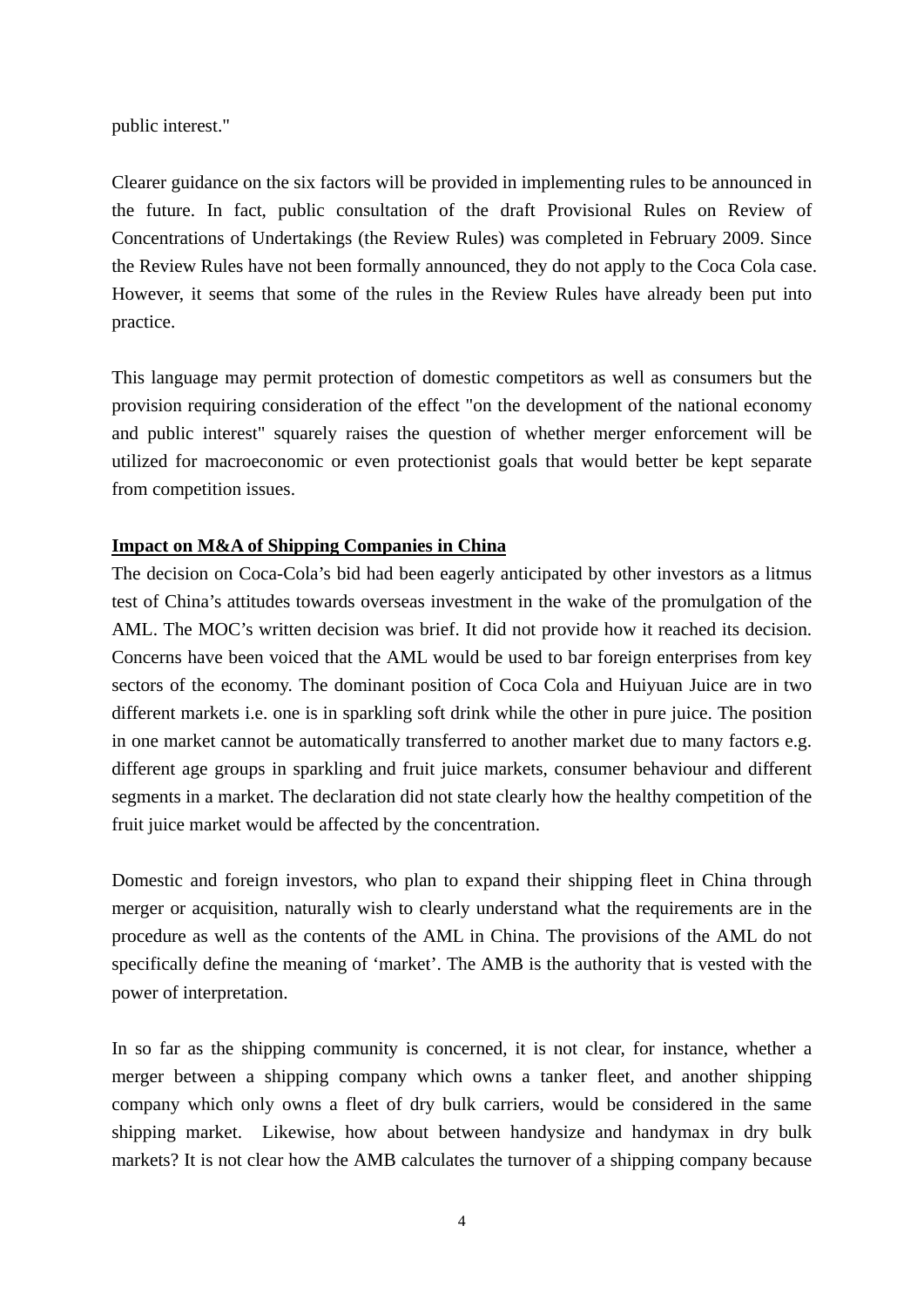public interest."

Clearer guidance on the six factors will be provided in implementing rules to be announced in the future. In fact, public consultation of the draft Provisional Rules on Review of Concentrations of Undertakings (the Review Rules) was completed in February 2009. Since the Review Rules have not been formally announced, they do not apply to the Coca Cola case. However, it seems that some of the rules in the Review Rules have already been put into practice.

This language may permit protection of domestic competitors as well as consumers but the provision requiring consideration of the effect "on the development of the national economy and public interest" squarely raises the question of whether merger enforcement will be utilized for macroeconomic or even protectionist goals that would better be kept separate from competition issues.

**Impact on M&A of Shipping Companies in China**

The decision on Coca-Cola's bid had been eagerly anticipated by other investors as a litmus test of China's attitudes towards overseas investment in the wake of the promulgation of the AML. The MOC's written decision was brief. It did not provide how it reached its decision. Concerns have been voiced that the AML would be used to bar foreign enterprises from key sectors of the economy. The dominant position of Coca Cola and Huiyuan Juice are in two different markets i.e. one is in sparkling soft drink while the other in pure juice. The position in one market cannot be automatically transferred to another market due to many factors e.g. different age groups in sparkling and fruit juice markets, consumer behaviour and different segments in a market. The declaration did not state clearly how the healthy competition of the fruit juice market would be affected by the concentration.

Domestic and foreign investors, who plan to expand their shipping fleet in China through merger or acquisition, naturally wish to clearly understand what the requirements are in the procedure as well as the contents of the AML in China. The provisions of the AML do not specifically define the meaning of 'market'. The AMB is the authority that is vested with the power of interpretation.

In so far as the shipping community is concerned, it is not clear, for instance, whether a merger between a shipping company which owns a tanker fleet, and another shipping company which only owns a fleet of dry bulk carriers, would be considered in the same shipping market. Likewise, how about between handysize and handymax in dry bulk markets? It is not clear how the AMB calculates the turnover of a shipping company because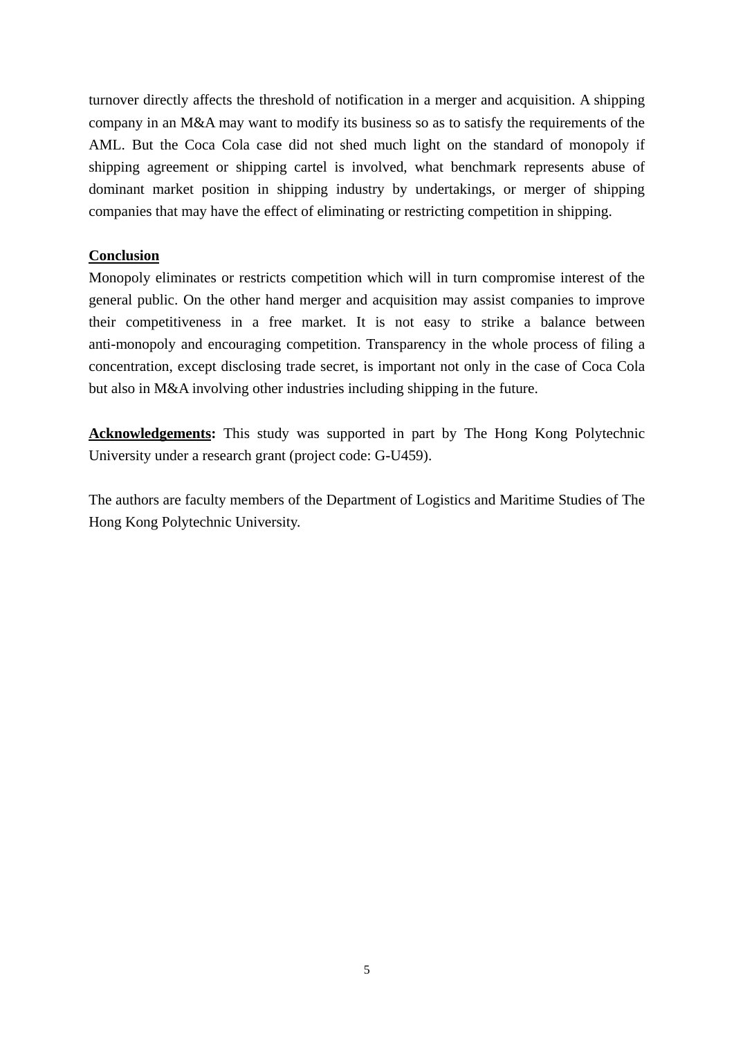turnover directly affects the threshold of notification in a merger and acquisition. A shipping company in an M&A may want to modify its business so as to satisfy the requirements of the AML. But the Coca Cola case did not shed much light on the standard of monopoly if shipping agreement or shipping cartel is involved, what benchmark represents abuse of dominant market position in shipping industry by undertakings, or merger of shipping companies that may have the effect of eliminating or restricting competition in shipping.

## Conclusion

Monopoly eliminates or restricts competition which will in turn compromise interest of the general public. On the other hand merger and acquisition may assist companies to improve their competitiveness in a free market. It is not easy to strike a balance between anti-monopoly and encouraging competition. Transparency in the whole process of filing a concentration, except disclosing trade secret, is important not only in the case of Coca Cola but also in M&A involving other industries including shipping in the future.

**Acknowledgements:** This study was supported in part by The Hong Kong Polytechnic University under a research grant (project code: G-U459).

The authors are faculty members of the Department of Logistics and Maritime Studies of The Hong Kong Polytechnic University.